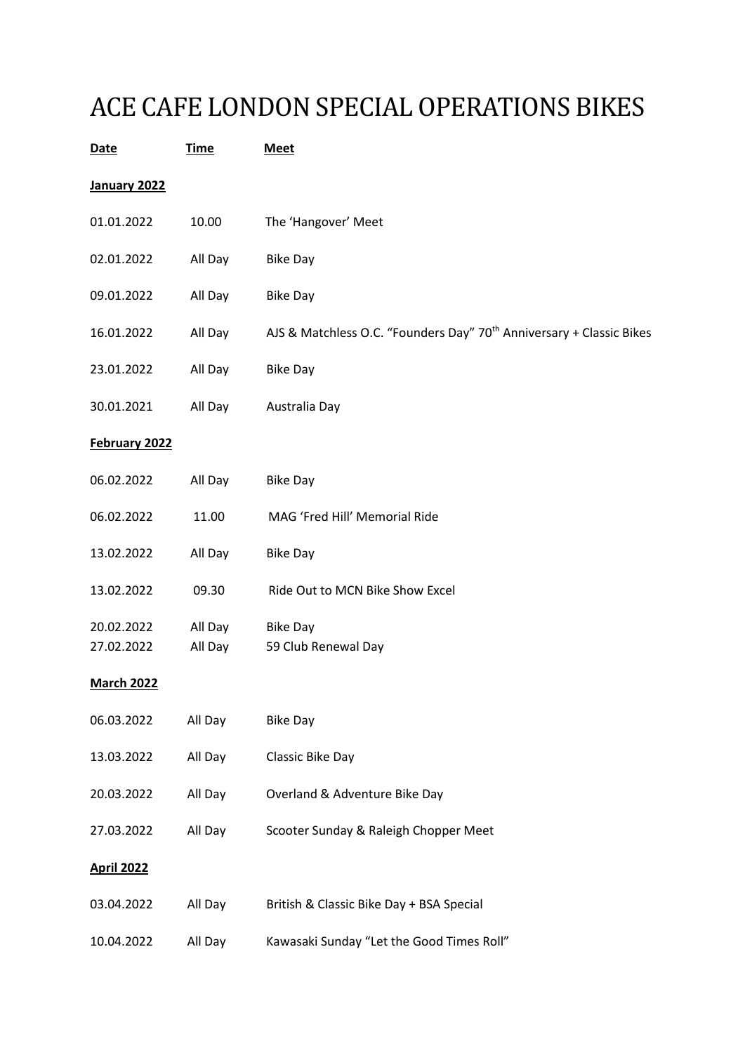# ACE CAFE LONDON SPECIAL OPERATIONS BIKES

| Date | Time | Meet |
|---|---|---|
| **January 2022** | | |
| 01.01.2022 | 10.00 | The 'Hangover' Meet |
| 02.01.2022 | All Day | Bike Day |
| 09.01.2022 | All Day | Bike Day |
| 16.01.2022 | All Day | AJS & Matchless O.C. "Founders Day" 70th Anniversary + Classic Bikes |
| 23.01.2022 | All Day | Bike Day |
| 30.01.2021 | All Day | Australia Day |
| **February 2022** | | |
| 06.02.2022 | All Day | Bike Day |
| 06.02.2022 | 11.00 | MAG 'Fred Hill' Memorial Ride |
| 13.02.2022 | All Day | Bike Day |
| 13.02.2022 | 09.30 | Ride Out to MCN Bike Show Excel |
| 20.02.2022 | All Day | Bike Day |
| 27.02.2022 | All Day | 59 Club Renewal Day |
| **March 2022** | | |
| 06.03.2022 | All Day | Bike Day |
| 13.03.2022 | All Day | Classic Bike Day |
| 20.03.2022 | All Day | Overland & Adventure Bike Day |
| 27.03.2022 | All Day | Scooter Sunday & Raleigh Chopper Meet |
| **April 2022** | | |
| 03.04.2022 | All Day | British & Classic Bike Day + BSA Special |
| 10.04.2022 | All Day | Kawasaki Sunday "Let the Good Times Roll" |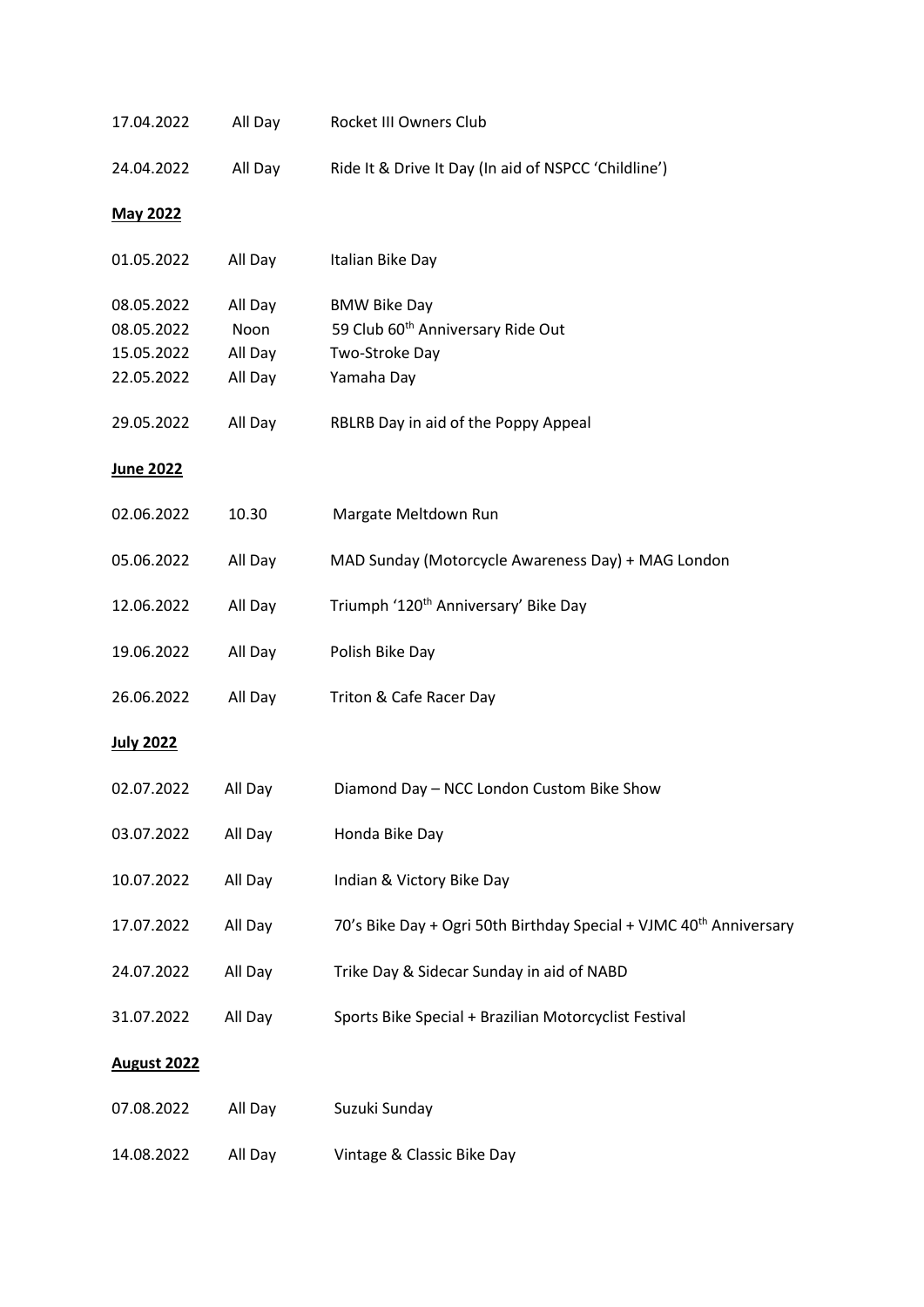17.04.2022 All Day Rocket III Owners Club

24.04.2022 All Day Ride It & Drive It Day (In aid of NSPCC 'Childline')

**May 2022**

01.05.2022 All Day Italian Bike Day

08.05.2022 All Day BMW Bike Day
08.05.2022 Noon 59 Club 60th Anniversary Ride Out
15.05.2022 All Day Two-Stroke Day
22.05.2022 All Day Yamaha Day

29.05.2022 All Day RBLRB Day in aid of the Poppy Appeal

**June 2022**

02.06.2022 10.30 Margate Meltdown Run

05.06.2022 All Day MAD Sunday (Motorcycle Awareness Day) + MAG London

12.06.2022 All Day Triumph '120th Anniversary' Bike Day

19.06.2022 All Day Polish Bike Day

26.06.2022 All Day Triton & Cafe Racer Day

**July 2022**

02.07.2022 All Day Diamond Day – NCC London Custom Bike Show

03.07.2022 All Day Honda Bike Day

10.07.2022 All Day Indian & Victory Bike Day

17.07.2022 All Day 70's Bike Day + Ogri 50th Birthday Special + VJMC 40th Anniversary

24.07.2022 All Day Trike Day & Sidecar Sunday in aid of NABD

31.07.2022 All Day Sports Bike Special + Brazilian Motorcyclist Festival

**August 2022**

07.08.2022 All Day Suzuki Sunday

14.08.2022 All Day Vintage & Classic Bike Day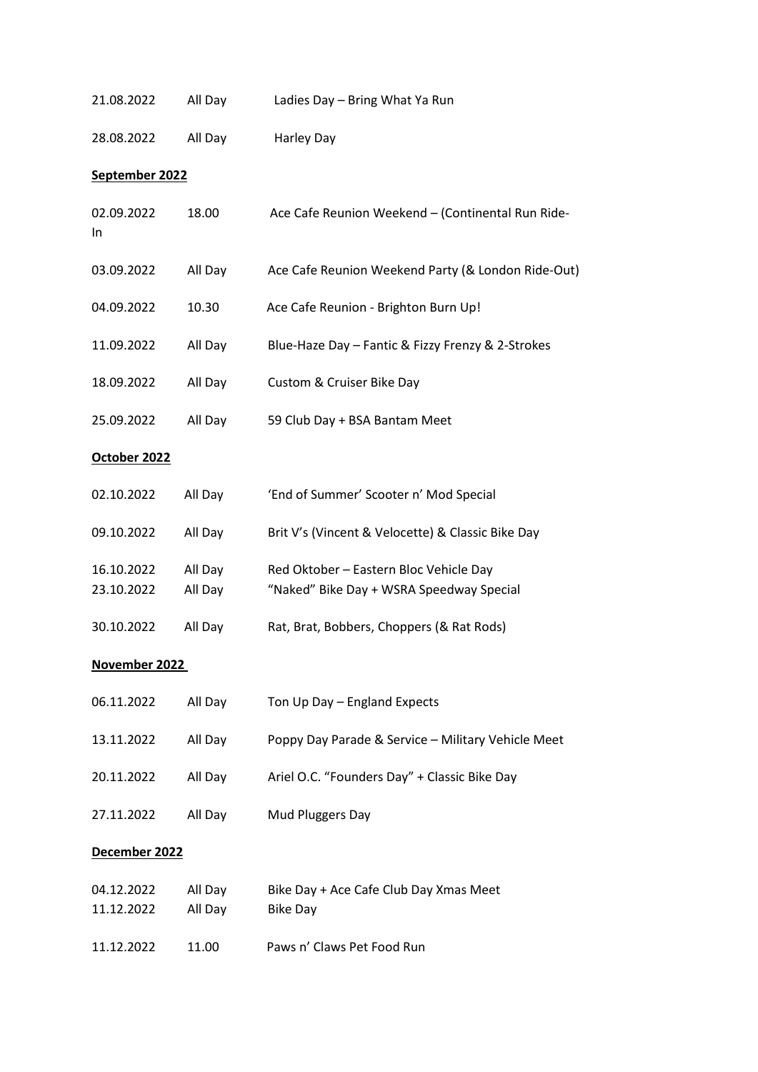| | | |
|---|---|---|
| 21.08.2022 | All Day | Ladies Day – Bring What Ya Run |
| 28.08.2022 | All Day | Harley Day |

**September 2022**

| | | |
|---|---|---|
| 02.09.2022 | 18.00 | Ace Cafe Reunion Weekend – (Continental Run Ride-In |
| 03.09.2022 | All Day | Ace Cafe Reunion Weekend Party (& London Ride-Out) |
| 04.09.2022 | 10.30 | Ace Cafe Reunion - Brighton Burn Up! |
| 11.09.2022 | All Day | Blue-Haze Day – Fantic & Fizzy Frenzy & 2-Strokes |
| 18.09.2022 | All Day | Custom & Cruiser Bike Day |
| 25.09.2022 | All Day | 59 Club Day + BSA Bantam Meet |

**October 2022**

| | | |
|---|---|---|
| 02.10.2022 | All Day | 'End of Summer' Scooter n' Mod Special |
| 09.10.2022 | All Day | Brit V's (Vincent & Velocette) & Classic Bike Day |
| 16.10.2022 | All Day | Red Oktober – Eastern Bloc Vehicle Day |
| 23.10.2022 | All Day | "Naked" Bike Day + WSRA Speedway Special |
| 30.10.2022 | All Day | Rat, Brat, Bobbers, Choppers (& Rat Rods) |

**November 2022**

| | | |
|---|---|---|
| 06.11.2022 | All Day | Ton Up Day – England Expects |
| 13.11.2022 | All Day | Poppy Day Parade & Service – Military Vehicle Meet |
| 20.11.2022 | All Day | Ariel O.C. "Founders Day" + Classic Bike Day |
| 27.11.2022 | All Day | Mud Pluggers Day |

**December 2022**

| | | |
|---|---|---|
| 04.12.2022 | All Day | Bike Day + Ace Cafe Club Day Xmas Meet |
| 11.12.2022 | All Day | Bike Day |
| 11.12.2022 | 11.00 | Paws n' Claws Pet Food Run |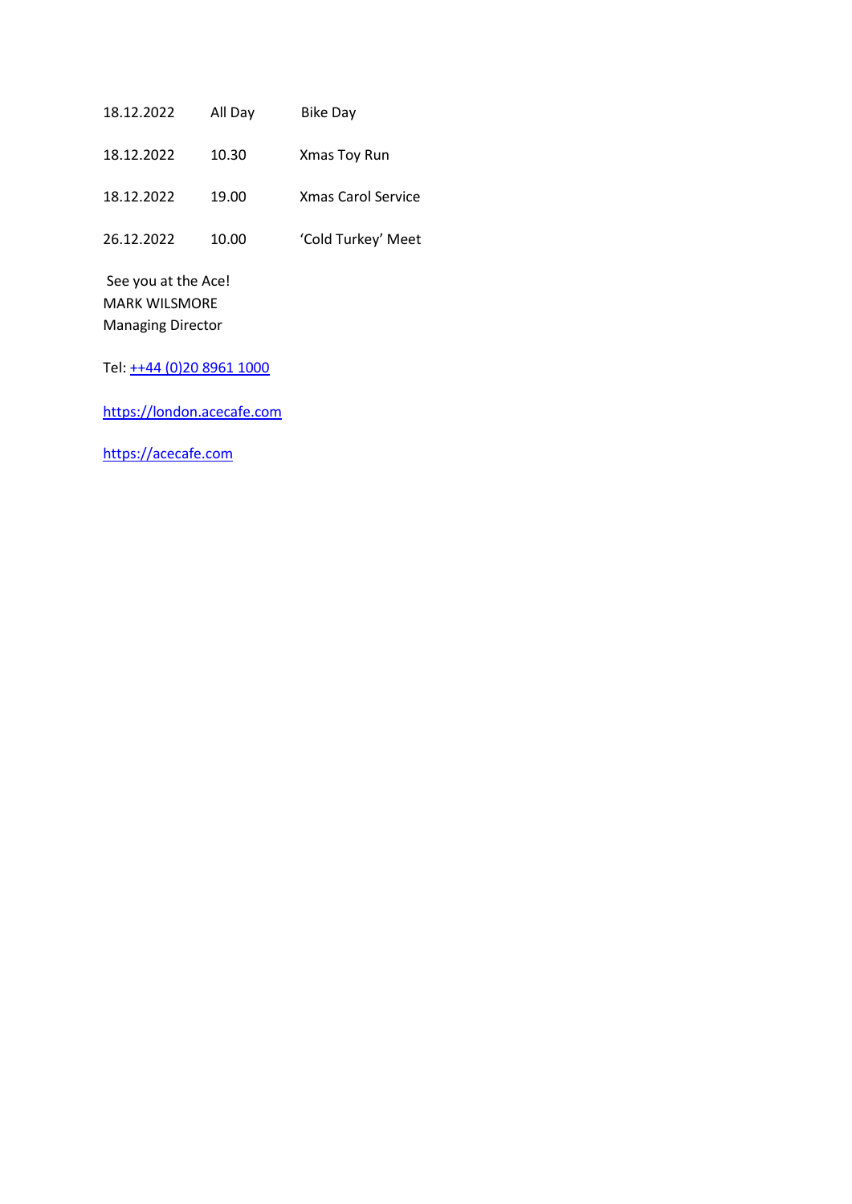| | | |
|---|---|---|
| 18.12.2022 | All Day | Bike Day |
| 18.12.2022 | 10.30 | Xmas Toy Run |
| 18.12.2022 | 19.00 | Xmas Carol Service |
| 26.12.2022 | 10.00 | 'Cold Turkey' Meet |

See you at the Ace!
MARK WILSMORE
Managing Director

Tel: ++44 (0)20 8961 1000

https://london.acecafe.com

https://acecafe.com